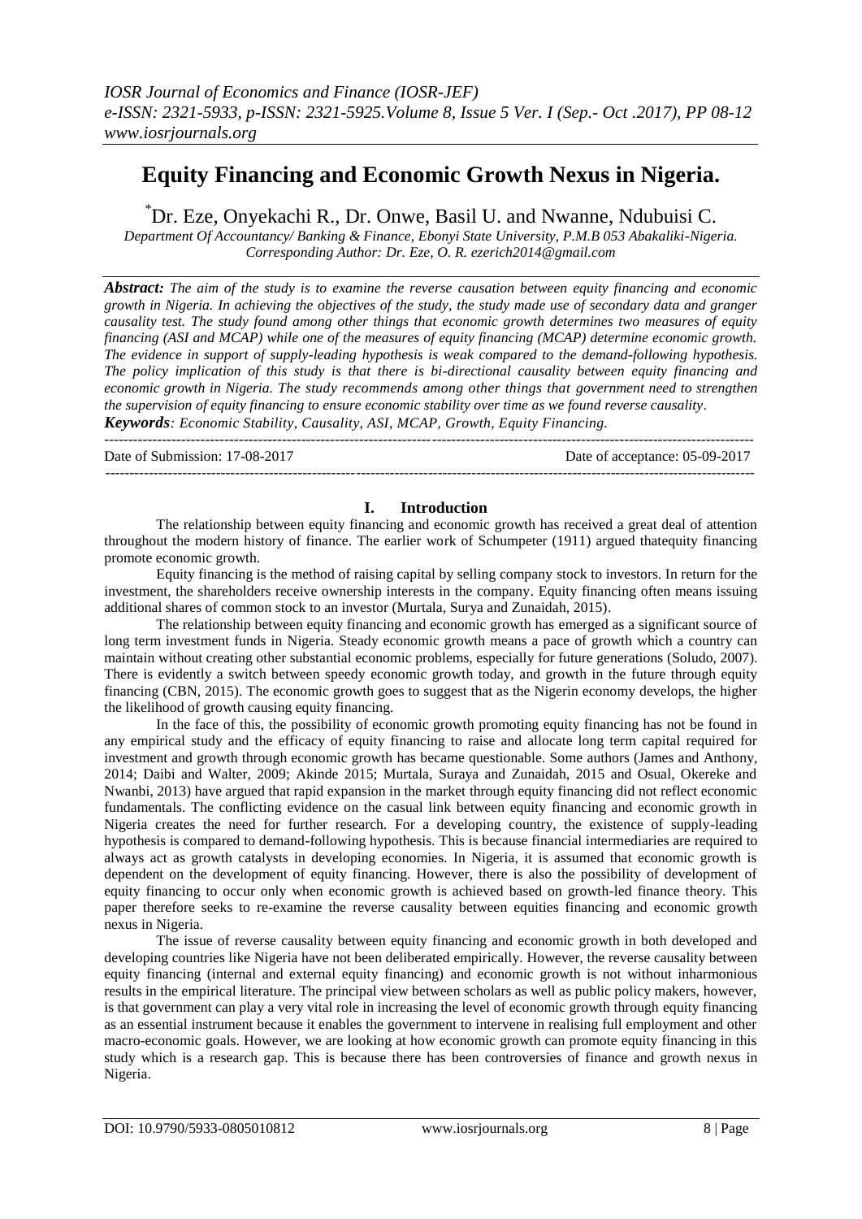# Equity Financing and Economic Growth Nexus in Nigeria.

[*]Dr. Eze, Onyekachi R., Dr. Onwe, Basil U. and Nwanne, Ndubuisi C.

*Department Of Accountancy/ Banking & Finance, Ebonyi State University, P.M.B 053 Abakaliki-Nigeria. Corresponding Author: Dr. Eze, O. R. ezerich2014@gmail.com*

***Abstract:*** *The aim of the study is to examine the reverse causation between equity financing and economic growth in Nigeria. In achieving the objectives of the study, the study made use of secondary data and granger causality test. The study found among other things that economic growth determines two measures of equity financing (ASI and MCAP) while one of the measures of equity financing (MCAP) determine economic growth. The evidence in support of supply-leading hypothesis is weak compared to the demand-following hypothesis. The policy implication of this study is that there is bi-directional causality between equity financing and economic growth in Nigeria. The study recommends among other things that government need to strengthen the supervision of equity financing to ensure economic stability over time as we found reverse causality.*

***Keywords****: Economic Stability, Causality, ASI, MCAP, Growth, Equity Financing.*

Date of Submission: 17-08-2017 Date of acceptance: 05-09-2017

## I. Introduction

The relationship between equity financing and economic growth has received a great deal of attention throughout the modern history of finance. The earlier work of Schumpeter (1911) argued thatequity financing promote economic growth.

Equity financing is the method of raising capital by selling company stock to investors. In return for the investment, the shareholders receive ownership interests in the company. Equity financing often means issuing additional shares of common stock to an investor (Murtala, Surya and Zunaidah, 2015).

The relationship between equity financing and economic growth has emerged as a significant source of long term investment funds in Nigeria. Steady economic growth means a pace of growth which a country can maintain without creating other substantial economic problems, especially for future generations (Soludo, 2007). There is evidently a switch between speedy economic growth today, and growth in the future through equity financing (CBN, 2015). The economic growth goes to suggest that as the Nigerin economy develops, the higher the likelihood of growth causing equity financing.

In the face of this, the possibility of economic growth promoting equity financing has not be found in any empirical study and the efficacy of equity financing to raise and allocate long term capital required for investment and growth through economic growth has became questionable. Some authors (James and Anthony, 2014; Daibi and Walter, 2009; Akinde 2015; Murtala, Suraya and Zunaidah, 2015 and Osual, Okereke and Nwanbi, 2013) have argued that rapid expansion in the market through equity financing did not reflect economic fundamentals. The conflicting evidence on the casual link between equity financing and economic growth in Nigeria creates the need for further research. For a developing country, the existence of supply-leading hypothesis is compared to demand-following hypothesis. This is because financial intermediaries are required to always act as growth catalysts in developing economies. In Nigeria, it is assumed that economic growth is dependent on the development of equity financing. However, there is also the possibility of development of equity financing to occur only when economic growth is achieved based on growth-led finance theory. This paper therefore seeks to re-examine the reverse causality between equities financing and economic growth nexus in Nigeria.

The issue of reverse causality between equity financing and economic growth in both developed and developing countries like Nigeria have not been deliberated empirically. However, the reverse causality between equity financing (internal and external equity financing) and economic growth is not without inharmonious results in the empirical literature. The principal view between scholars as well as public policy makers, however, is that government can play a very vital role in increasing the level of economic growth through equity financing as an essential instrument because it enables the government to intervene in realising full employment and other macro-economic goals. However, we are looking at how economic growth can promote equity financing in this study which is a research gap. This is because there has been controversies of finance and growth nexus in Nigeria.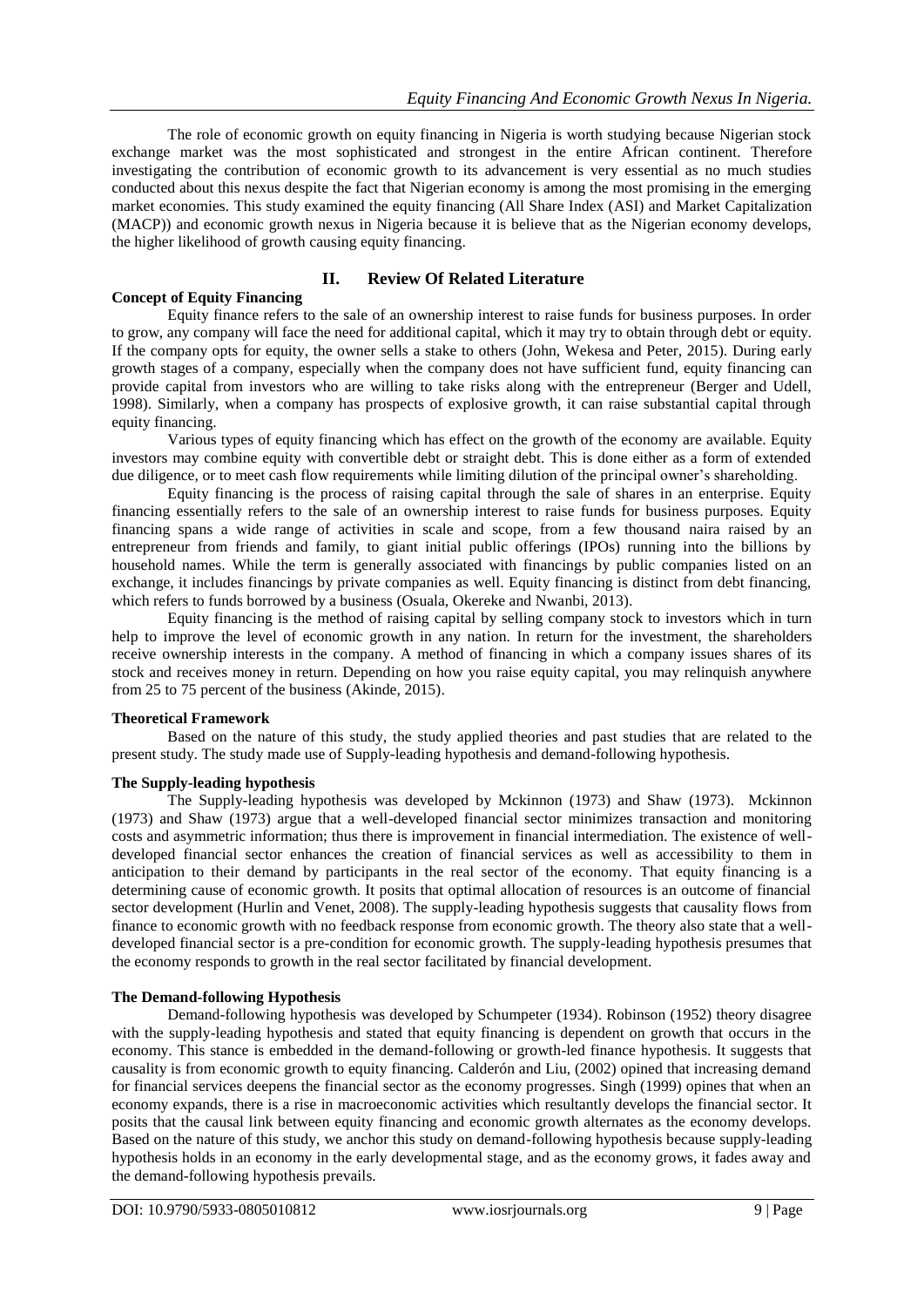The role of economic growth on equity financing in Nigeria is worth studying because Nigerian stock exchange market was the most sophisticated and strongest in the entire African continent. Therefore investigating the contribution of economic growth to its advancement is very essential as no much studies conducted about this nexus despite the fact that Nigerian economy is among the most promising in the emerging market economies. This study examined the equity financing (All Share Index (ASI) and Market Capitalization (MACP)) and economic growth nexus in Nigeria because it is believe that as the Nigerian economy develops, the higher likelihood of growth causing equity financing.

## II. Review Of Related Literature

### Concept of Equity Financing

Equity finance refers to the sale of an ownership interest to raise funds for business purposes. In order to grow, any company will face the need for additional capital, which it may try to obtain through debt or equity. If the company opts for equity, the owner sells a stake to others (John, Wekesa and Peter, 2015). During early growth stages of a company, especially when the company does not have sufficient fund, equity financing can provide capital from investors who are willing to take risks along with the entrepreneur (Berger and Udell, 1998). Similarly, when a company has prospects of explosive growth, it can raise substantial capital through equity financing.

Various types of equity financing which has effect on the growth of the economy are available. Equity investors may combine equity with convertible debt or straight debt. This is done either as a form of extended due diligence, or to meet cash flow requirements while limiting dilution of the principal owner's shareholding.

Equity financing is the process of raising capital through the sale of shares in an enterprise. Equity financing essentially refers to the sale of an ownership interest to raise funds for business purposes. Equity financing spans a wide range of activities in scale and scope, from a few thousand naira raised by an entrepreneur from friends and family, to giant initial public offerings (IPOs) running into the billions by household names. While the term is generally associated with financings by public companies listed on an exchange, it includes financings by private companies as well. Equity financing is distinct from debt financing, which refers to funds borrowed by a business (Osuala, Okereke and Nwanbi, 2013).

Equity financing is the method of raising capital by selling company stock to investors which in turn help to improve the level of economic growth in any nation. In return for the investment, the shareholders receive ownership interests in the company. A method of financing in which a company issues shares of its stock and receives money in return. Depending on how you raise equity capital, you may relinquish anywhere from 25 to 75 percent of the business (Akinde, 2015).

### Theoretical Framework

Based on the nature of this study, the study applied theories and past studies that are related to the present study. The study made use of Supply-leading hypothesis and demand-following hypothesis.

### The Supply-leading hypothesis

The Supply-leading hypothesis was developed by Mckinnon (1973) and Shaw (1973). Mckinnon (1973) and Shaw (1973) argue that a well-developed financial sector minimizes transaction and monitoring costs and asymmetric information; thus there is improvement in financial intermediation. The existence of well-developed financial sector enhances the creation of financial services as well as accessibility to them in anticipation to their demand by participants in the real sector of the economy. That equity financing is a determining cause of economic growth. It posits that optimal allocation of resources is an outcome of financial sector development (Hurlin and Venet, 2008). The supply-leading hypothesis suggests that causality flows from finance to economic growth with no feedback response from economic growth. The theory also state that a well-developed financial sector is a pre-condition for economic growth. The supply-leading hypothesis presumes that the economy responds to growth in the real sector facilitated by financial development.

### The Demand-following Hypothesis

Demand-following hypothesis was developed by Schumpeter (1934). Robinson (1952) theory disagree with the supply-leading hypothesis and stated that equity financing is dependent on growth that occurs in the economy. This stance is embedded in the demand-following or growth-led finance hypothesis. It suggests that causality is from economic growth to equity financing. Calderón and Liu, (2002) opined that increasing demand for financial services deepens the financial sector as the economy progresses. Singh (1999) opines that when an economy expands, there is a rise in macroeconomic activities which resultantly develops the financial sector. It posits that the causal link between equity financing and economic growth alternates as the economy develops. Based on the nature of this study, we anchor this study on demand-following hypothesis because supply-leading hypothesis holds in an economy in the early developmental stage, and as the economy grows, it fades away and the demand-following hypothesis prevails.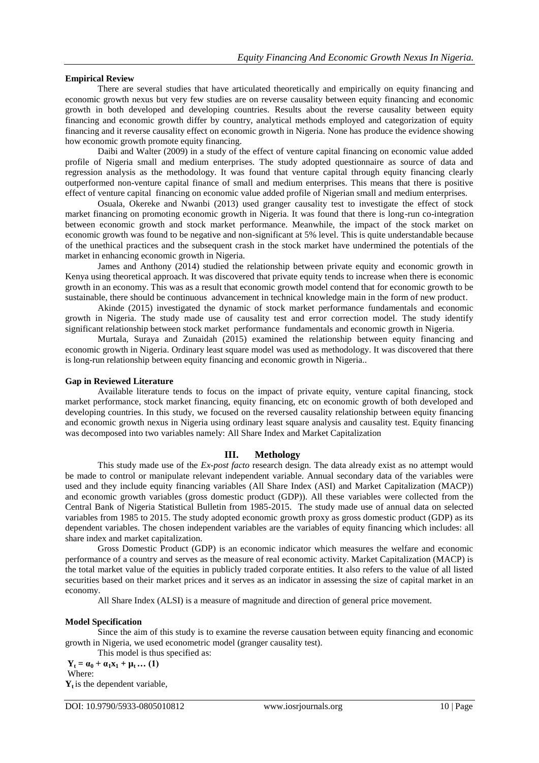**Empirical Review**

There are several studies that have articulated theoretically and empirically on equity financing and economic growth nexus but very few studies are on reverse causality between equity financing and economic growth in both developed and developing countries. Results about the reverse causality between equity financing and economic growth differ by country, analytical methods employed and categorization of equity financing and it reverse causality effect on economic growth in Nigeria. None has produce the evidence showing how economic growth promote equity financing.

Daibi and Walter (2009) in a study of the effect of venture capital financing on economic value added profile of Nigeria small and medium enterprises. The study adopted questionnaire as source of data and regression analysis as the methodology. It was found that venture capital through equity financing clearly outperformed non-venture capital finance of small and medium enterprises. This means that there is positive effect of venture capital financing on economic value added profile of Nigerian small and medium enterprises.

Osuala, Okereke and Nwanbi (2013) used granger causality test to investigate the effect of stock market financing on promoting economic growth in Nigeria. It was found that there is long-run co-integration between economic growth and stock market performance. Meanwhile, the impact of the stock market on economic growth was found to be negative and non-significant at 5% level. This is quite understandable because of the unethical practices and the subsequent crash in the stock market have undermined the potentials of the market in enhancing economic growth in Nigeria.

James and Anthony (2014) studied the relationship between private equity and economic growth in Kenya using theoretical approach. It was discovered that private equity tends to increase when there is economic growth in an economy. This was as a result that economic growth model contend that for economic growth to be sustainable, there should be continuous advancement in technical knowledge main in the form of new product.

Akinde (2015) investigated the dynamic of stock market performance fundamentals and economic growth in Nigeria. The study made use of causality test and error correction model. The study identify significant relationship between stock market performance fundamentals and economic growth in Nigeria.

Murtala, Suraya and Zunaidah (2015) examined the relationship between equity financing and economic growth in Nigeria. Ordinary least square model was used as methodology. It was discovered that there is long-run relationship between equity financing and economic growth in Nigeria..

**Gap in Reviewed Literature**

Available literature tends to focus on the impact of private equity, venture capital financing, stock market performance, stock market financing, equity financing, etc on economic growth of both developed and developing countries. In this study, we focused on the reversed causality relationship between equity financing and economic growth nexus in Nigeria using ordinary least square analysis and causality test. Equity financing was decomposed into two variables namely: All Share Index and Market Capitalization

## III. Methology

This study made use of the *Ex-post facto* research design. The data already exist as no attempt would be made to control or manipulate relevant independent variable. Annual secondary data of the variables were used and they include equity financing variables (All Share Index (ASI) and Market Capitalization (MACP)) and economic growth variables (gross domestic product (GDP)). All these variables were collected from the Central Bank of Nigeria Statistical Bulletin from 1985-2015. The study made use of annual data on selected variables from 1985 to 2015. The study adopted economic growth proxy as gross domestic product (GDP) as its dependent variables. The chosen independent variables are the variables of equity financing which includes: all share index and market capitalization.

Gross Domestic Product (GDP) is an economic indicator which measures the welfare and economic performance of a country and serves as the measure of real economic activity. Market Capitalization (MACP) is the total market value of the equities in publicly traded corporate entities. It also refers to the value of all listed securities based on their market prices and it serves as an indicator in assessing the size of capital market in an economy.

All Share Index (ALSI) is a measure of magnitude and direction of general price movement.

**Model Specification**

Since the aim of this study is to examine the reverse causation between equity financing and economic growth in Nigeria, we used econometric model (granger causality test).

This model is thus specified as:

$$Y_t = \alpha_0 + \alpha_1 x_1 + \mu_t \ldots (1)$$

Where:

$Y_t$ is the dependent variable,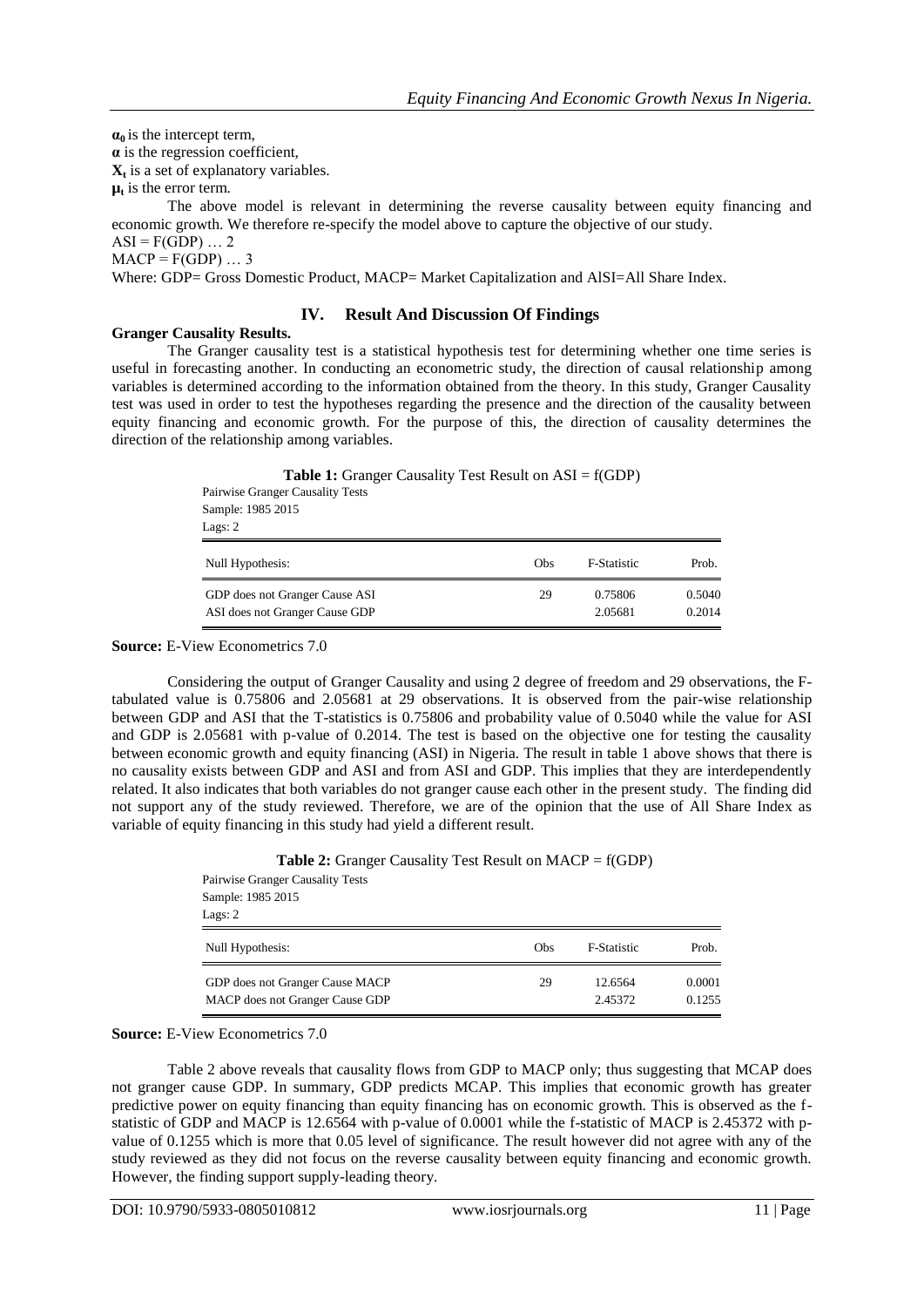$\alpha_0$ is the intercept term,

$\alpha$ is the regression coefficient,

$X_t$ is a set of explanatory variables.

$\mu_t$ is the error term.

The above model is relevant in determining the reverse causality between equity financing and economic growth. We therefore re-specify the model above to capture the objective of our study.

ASI = F(GDP) … 2

MACP = F(GDP) … 3

Where: GDP= Gross Domestic Product, MACP= Market Capitalization and AlSI=All Share Index.

## IV. Result And Discussion Of Findings

**Granger Causality Results.**

The Granger causality test is a statistical hypothesis test for determining whether one time series is useful in forecasting another. In conducting an econometric study, the direction of causal relationship among variables is determined according to the information obtained from the theory. In this study, Granger Causality test was used in order to test the hypotheses regarding the presence and the direction of the causality between equity financing and economic growth. For the purpose of this, the direction of causality determines the direction of the relationship among variables.

**Table 1:** Granger Causality Test Result on ASI = f(GDP)

Pairwise Granger Causality Tests
Sample: 1985 2015
Lags: 2

| Null Hypothesis: | Obs | F-Statistic | Prob. |
|---|---|---|---|
| GDP does not Granger Cause ASI | 29 | 0.75806 | 0.5040 |
| ASI does not Granger Cause GDP | | 2.05681 | 0.2014 |

**Source:** E-View Econometrics 7.0

Considering the output of Granger Causality and using 2 degree of freedom and 29 observations, the F-tabulated value is 0.75806 and 2.05681 at 29 observations. It is observed from the pair-wise relationship between GDP and ASI that the T-statistics is 0.75806 and probability value of 0.5040 while the value for ASI and GDP is 2.05681 with p-value of 0.2014. The test is based on the objective one for testing the causality between economic growth and equity financing (ASI) in Nigeria. The result in table 1 above shows that there is no causality exists between GDP and ASI and from ASI and GDP. This implies that they are interdependently related. It also indicates that both variables do not granger cause each other in the present study. The finding did not support any of the study reviewed. Therefore, we are of the opinion that the use of All Share Index as variable of equity financing in this study had yield a different result.

**Table 2:** Granger Causality Test Result on MACP = f(GDP)

Pairwise Granger Causality Tests
Sample: 1985 2015
Lags: 2

| Null Hypothesis: | Obs | F-Statistic | Prob. |
|---|---|---|---|
| GDP does not Granger Cause MACP | 29 | 12.6564 | 0.0001 |
| MACP does not Granger Cause GDP | | 2.45372 | 0.1255 |

**Source:** E-View Econometrics 7.0

Table 2 above reveals that causality flows from GDP to MACP only; thus suggesting that MCAP does not granger cause GDP. In summary, GDP predicts MCAP. This implies that economic growth has greater predictive power on equity financing than equity financing has on economic growth. This is observed as the f-statistic of GDP and MACP is 12.6564 with p-value of 0.0001 while the f-statistic of MACP is 2.45372 with p-value of 0.1255 which is more that 0.05 level of significance. The result however did not agree with any of the study reviewed as they did not focus on the reverse causality between equity financing and economic growth. However, the finding support supply-leading theory.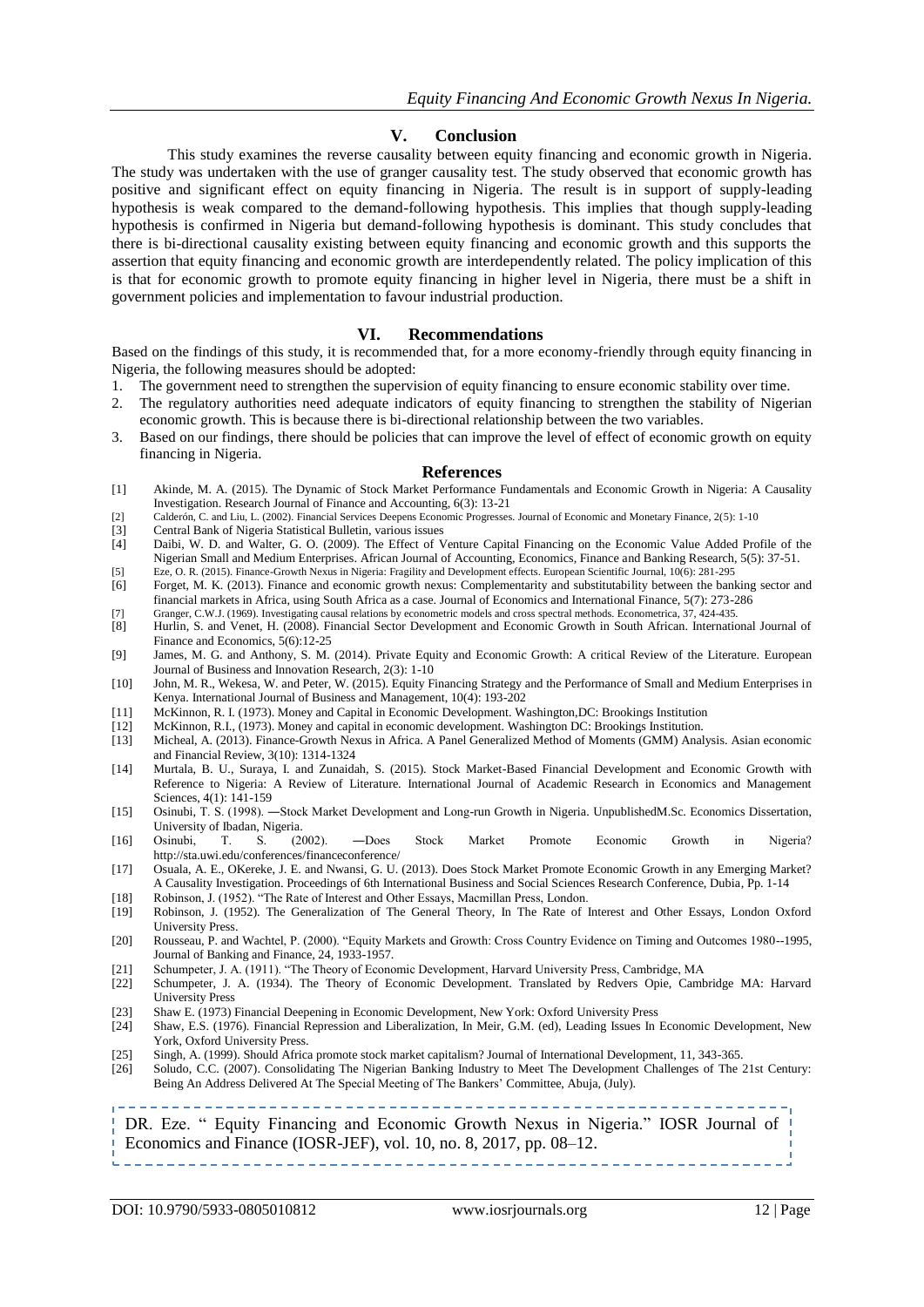## V. Conclusion

This study examines the reverse causality between equity financing and economic growth in Nigeria. The study was undertaken with the use of granger causality test. The study observed that economic growth has positive and significant effect on equity financing in Nigeria. The result is in support of supply-leading hypothesis is weak compared to the demand-following hypothesis. This implies that though supply-leading hypothesis is confirmed in Nigeria but demand-following hypothesis is dominant. This study concludes that there is bi-directional causality existing between equity financing and economic growth and this supports the assertion that equity financing and economic growth are interdependently related. The policy implication of this is that for economic growth to promote equity financing in higher level in Nigeria, there must be a shift in government policies and implementation to favour industrial production.

## VI. Recommendations

Based on the findings of this study, it is recommended that, for a more economy-friendly through equity financing in Nigeria, the following measures should be adopted:

1. The government need to strengthen the supervision of equity financing to ensure economic stability over time.
2. The regulatory authorities need adequate indicators of equity financing to strengthen the stability of Nigerian economic growth. This is because there is bi-directional relationship between the two variables.
3. Based on our findings, there should be policies that can improve the level of effect of economic growth on equity financing in Nigeria.

## References

[1] Akinde, M. A. (2015). The Dynamic of Stock Market Performance Fundamentals and Economic Growth in Nigeria: A Causality Investigation. Research Journal of Finance and Accounting, 6(3): 13-21

[2] Calderón, C. and Liu, L. (2002). Financial Services Deepens Economic Progresses. Journal of Economic and Monetary Finance, 2(5): 1-10

[3] Central Bank of Nigeria Statistical Bulletin, various issues

[4] Daibi, W. D. and Walter, G. O. (2009). The Effect of Venture Capital Financing on the Economic Value Added Profile of the Nigerian Small and Medium Enterprises. African Journal of Accounting, Economics, Finance and Banking Research, 5(5): 37-51.

[5] Eze, O. R. (2015). Finance-Growth Nexus in Nigeria: Fragility and Development effects. European Scientific Journal, 10(6): 281-295

[6] Forget, M. K. (2013). Finance and economic growth nexus: Complementarity and substitutability between the banking sector and financial markets in Africa, using South Africa as a case. Journal of Economics and International Finance, 5(7): 273-286

[7] Granger, C.W.J. (1969). Investigating causal relations by econometric models and cross spectral methods. Econometrica, 37, 424-435.

[8] Hurlin, S. and Venet, H. (2008). Financial Sector Development and Economic Growth in South African. International Journal of Finance and Economics, 5(6):12-25

[9] James, M. G. and Anthony, S. M. (2014). Private Equity and Economic Growth: A critical Review of the Literature. European Journal of Business and Innovation Research, 2(3): 1-10

[10] John, M. R., Wekesa, W. and Peter, W. (2015). Equity Financing Strategy and the Performance of Small and Medium Enterprises in Kenya. International Journal of Business and Management, 10(4): 193-202

[11] McKinnon, R. I. (1973). Money and Capital in Economic Development. Washington,DC: Brookings Institution

[12] McKinnon, R.I., (1973). Money and capital in economic development. Washington DC: Brookings Institution.

[13] Micheal, A. (2013). Finance-Growth Nexus in Africa. A Panel Generalized Method of Moments (GMM) Analysis. Asian economic and Financial Review, 3(10): 1314-1324

[14] Murtala, B. U., Suraya, I. and Zunaidah, S. (2015). Stock Market-Based Financial Development and Economic Growth with Reference to Nigeria: A Review of Literature. International Journal of Academic Research in Economics and Management Sciences, 4(1): 141-159

[15] Osinubi, T. S. (1998). ―Stock Market Development and Long-run Growth in Nigeria. UnpublishedM.Sc. Economics Dissertation, University of Ibadan, Nigeria.

[16] Osinubi, T. S. (2002). ―Does Stock Market Promote Economic Growth in Nigeria? http://sta.uwi.edu/conferences/financeconference/

[17] Osuala, A. E., OKereke, J. E. and Nwansi, G. U. (2013). Does Stock Market Promote Economic Growth in any Emerging Market? A Causality Investigation. Proceedings of 6th International Business and Social Sciences Research Conference, Dubia, Pp. 1-14

[18] Robinson, J. (1952). "The Rate of Interest and Other Essays, Macmillan Press, London.

[19] Robinson, J. (1952). The Generalization of The General Theory, In The Rate of Interest and Other Essays, London Oxford University Press.

[20] Rousseau, P. and Wachtel, P. (2000). "Equity Markets and Growth: Cross Country Evidence on Timing and Outcomes 1980--1995, Journal of Banking and Finance, 24, 1933-1957.

[21] Schumpeter, J. A. (1911). "The Theory of Economic Development, Harvard University Press, Cambridge, MA

[22] Schumpeter, J. A. (1934). The Theory of Economic Development. Translated by Redvers Opie, Cambridge MA: Harvard University Press

[23] Shaw E. (1973) Financial Deepening in Economic Development, New York: Oxford University Press

[24] Shaw, E.S. (1976). Financial Repression and Liberalization, In Meir, G.M. (ed), Leading Issues In Economic Development, New York, Oxford University Press.

[25] Singh, A. (1999). Should Africa promote stock market capitalism? Journal of International Development, 11, 343-365.

[26] Soludo, C.C. (2007). Consolidating The Nigerian Banking Industry to Meet The Development Challenges of The 21st Century: Being An Address Delivered At The Special Meeting of The Bankers' Committee, Abuja, (July).

DR. Eze. " Equity Financing and Economic Growth Nexus in Nigeria." IOSR Journal of Economics and Finance (IOSR-JEF), vol. 10, no. 8, 2017, pp. 08–12.